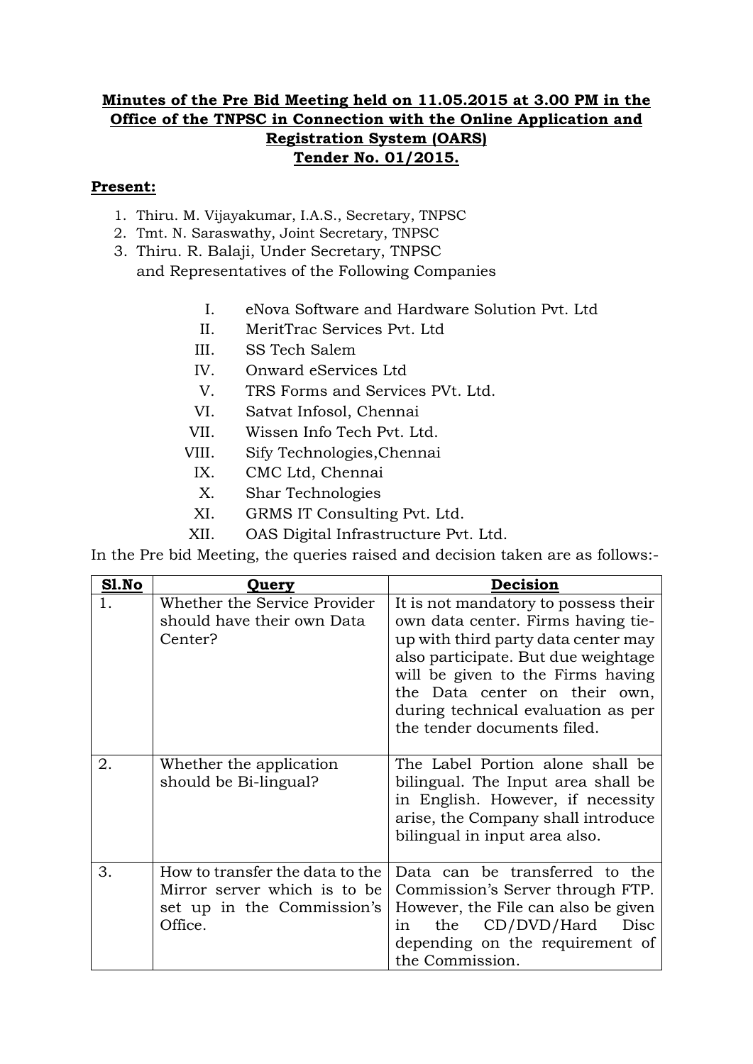**Minutes of the Pre Bid Meeting held on 11.05.2015 at 3.00 PM in the Office of the TNPSC in Connection with the Online Application and Registration System (OARS)**
**Tender No. 01/2015.**

**Present:**

1. Thiru. M. Vijayakumar, I.A.S., Secretary, TNPSC
2. Tmt. N. Saraswathy, Joint Secretary, TNPSC
3. Thiru. R. Balaji, Under Secretary, TNPSC
   and Representatives of the Following Companies

I. eNova Software and Hardware Solution Pvt. Ltd
II. MeritTrac Services Pvt. Ltd
III. SS Tech Salem
IV. Onward eServices Ltd
V. TRS Forms and Services PVt. Ltd.
VI. Satvat Infosol, Chennai
VII. Wissen Info Tech Pvt. Ltd.
VIII. Sify Technologies,Chennai
IX. CMC Ltd, Chennai
X. Shar Technologies
XI. GRMS IT Consulting Pvt. Ltd.
XII. OAS Digital Infrastructure Pvt. Ltd.

In the Pre bid Meeting, the queries raised and decision taken are as follows:-

| **Sl.No** | **Query** | **Decision** |
|---|---|---|
| 1. | Whether the Service Provider should have their own Data Center? | It is not mandatory to possess their own data center. Firms having tie-up with third party data center may also participate. But due weightage will be given to the Firms having the Data center on their own, during technical evaluation as per the tender documents filed. |
| 2. | Whether the application should be Bi-lingual? | The Label Portion alone shall be bilingual. The Input area shall be in English. However, if necessity arise, the Company shall introduce bilingual in input area also. |
| 3. | How to transfer the data to the Mirror server which is to be set up in the Commission's Office. | Data can be transferred to the Commission's Server through FTP. However, the File can also be given in the CD/DVD/Hard Disc depending on the requirement of the Commission. |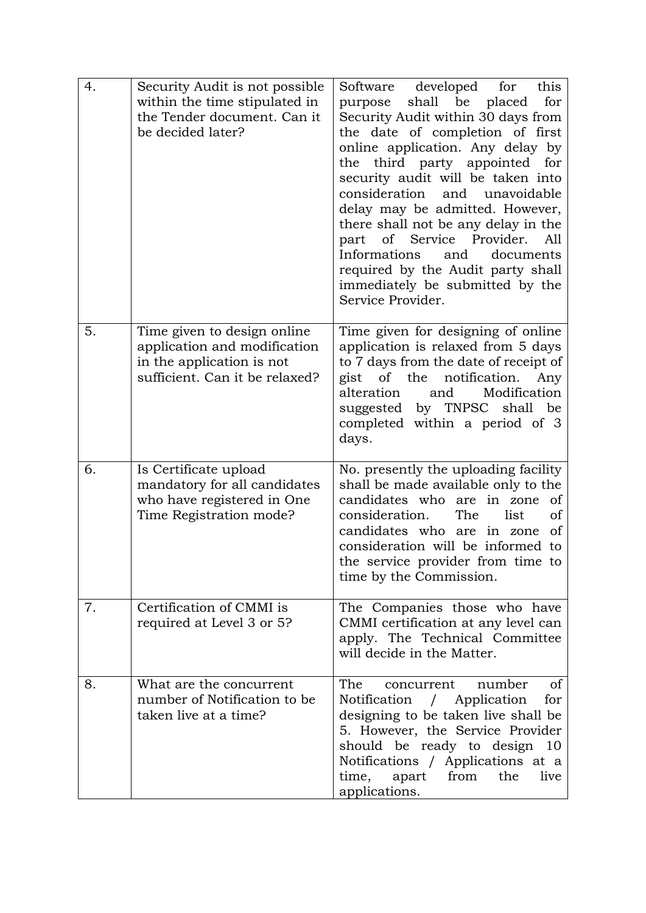| | | |
|---|---|---|
| 4. | Security Audit is not possible within the time stipulated in the Tender document. Can it be decided later? | Software developed for this purpose shall be placed for Security Audit within 30 days from the date of completion of first online application. Any delay by the third party appointed for security audit will be taken into consideration and unavoidable delay may be admitted. However, there shall not be any delay in the part of Service Provider. All Informations and documents required by the Audit party shall immediately be submitted by the Service Provider. |
| 5. | Time given to design online application and modification in the application is not sufficient. Can it be relaxed? | Time given for designing of online application is relaxed from 5 days to 7 days from the date of receipt of gist of the notification. Any alteration and Modification suggested by TNPSC shall be completed within a period of 3 days. |
| 6. | Is Certificate upload mandatory for all candidates who have registered in One Time Registration mode? | No. presently the uploading facility shall be made available only to the candidates who are in zone of consideration. The list of candidates who are in zone of consideration will be informed to the service provider from time to time by the Commission. |
| 7. | Certification of CMMI is required at Level 3 or 5? | The Companies those who have CMMI certification at any level can apply. The Technical Committee will decide in the Matter. |
| 8. | What are the concurrent number of Notification to be taken live at a time? | The concurrent number of Notification / Application for designing to be taken live shall be 5. However, the Service Provider should be ready to design 10 Notifications / Applications at a time, apart from the live applications. |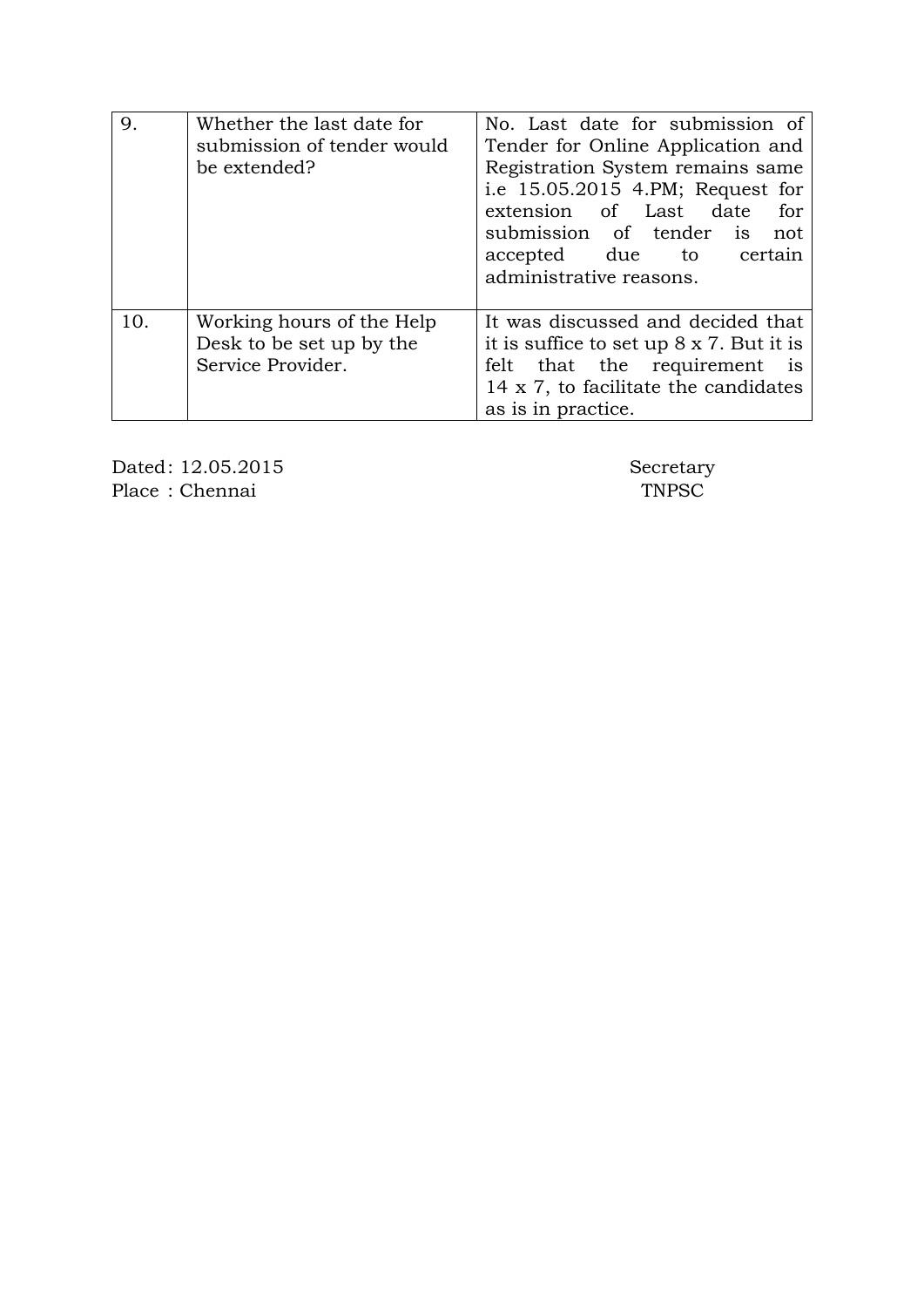| | | |
|---|---|---|
| 9. | Whether the last date for submission of tender would be extended? | No. Last date for submission of Tender for Online Application and Registration System remains same i.e 15.05.2015 4.PM; Request for extension of Last date for submission of tender is not accepted due to certain administrative reasons. |
| 10. | Working hours of the Help Desk to be set up by the Service Provider. | It was discussed and decided that it is suffice to set up 8 x 7. But it is felt that the requirement is 14 x 7, to facilitate the candidates as is in practice. |

Dated: 12.05.2015
Place : Chennai

Secretary
TNPSC